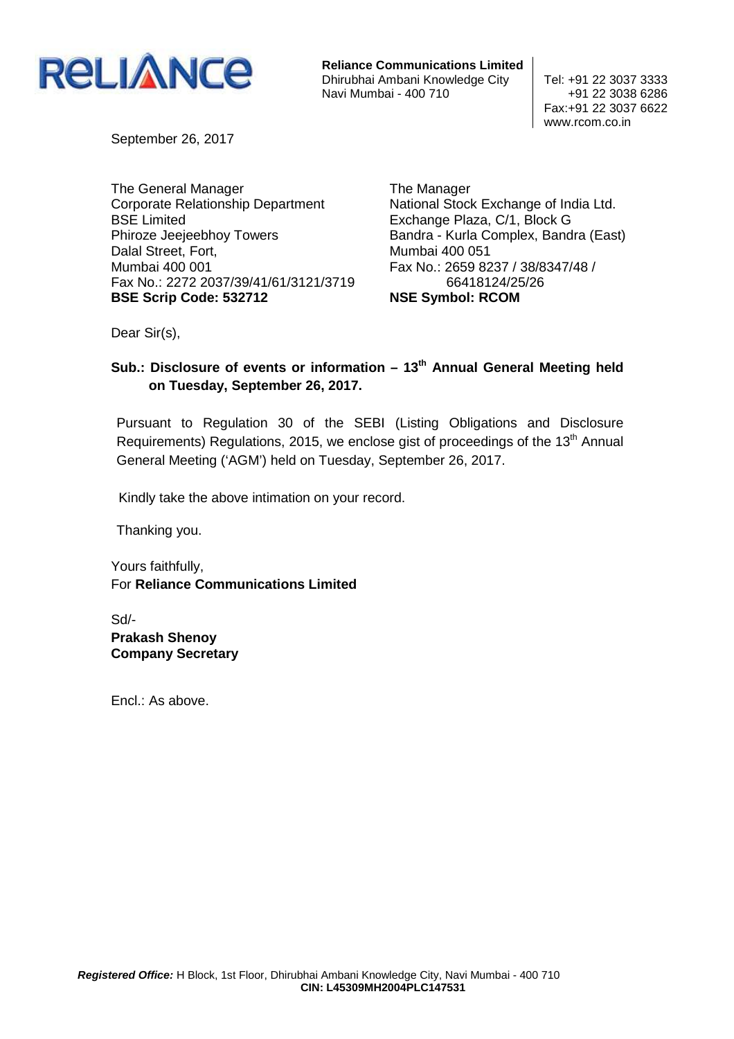**RELIANCE**

**Reliance Communications Limited**
Dhirubhai Ambani Knowledge City
Navi Mumbai - 400 710

Tel: +91 22 3037 3333
+91 22 3038 6286
Fax:+91 22 3037 6622
www.rcom.co.in

September 26, 2017

The General Manager
Corporate Relationship Department
BSE Limited
Phiroze Jeejeebhoy Towers
Dalal Street, Fort,
Mumbai 400 001
Fax No.: 2272 2037/39/41/61/3121/3719
**BSE Scrip Code: 532712**

The Manager
National Stock Exchange of India Ltd.
Exchange Plaza, C/1, Block G
Bandra - Kurla Complex, Bandra (East)
Mumbai 400 051
Fax No.: 2659 8237 / 38/8347/48 / 66418124/25/26
**NSE Symbol: RCOM**

Dear Sir(s),

**Sub.: Disclosure of events or information – 13th Annual General Meeting held on Tuesday, September 26, 2017.**

Pursuant to Regulation 30 of the SEBI (Listing Obligations and Disclosure Requirements) Regulations, 2015, we enclose gist of proceedings of the 13th Annual General Meeting ('AGM') held on Tuesday, September 26, 2017.

Kindly take the above intimation on your record.

Thanking you.

Yours faithfully,
For **Reliance Communications Limited**

Sd/-
**Prakash Shenoy**
**Company Secretary**

Encl.: As above.

***Registered Office:*** H Block, 1st Floor, Dhirubhai Ambani Knowledge City, Navi Mumbai - 400 710
**CIN: L45309MH2004PLC147531**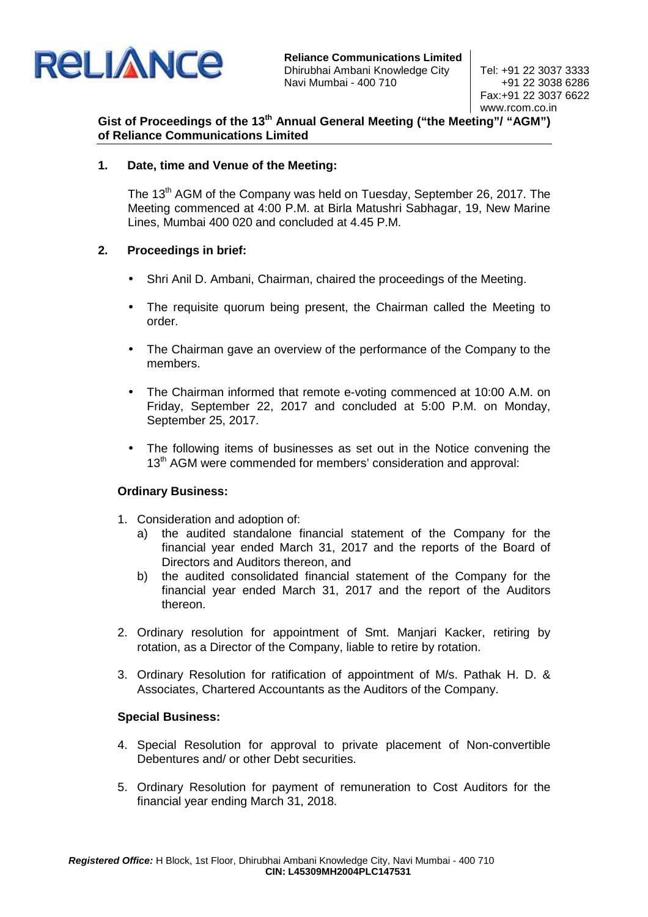**Reliance Communications Limited**
Dhirubhai Ambani Knowledge City
Navi Mumbai - 400 710

Tel: +91 22 3037 3333
+91 22 3038 6286
Fax:+91 22 3037 6622
www.rcom.co.in

**Gist of Proceedings of the 13th Annual General Meeting ("the Meeting"/ "AGM") of Reliance Communications Limited**

**1. Date, time and Venue of the Meeting:**

The 13th AGM of the Company was held on Tuesday, September 26, 2017. The Meeting commenced at 4:00 P.M. at Birla Matushri Sabhagar, 19, New Marine Lines, Mumbai 400 020 and concluded at 4.45 P.M.

**2. Proceedings in brief:**

- Shri Anil D. Ambani, Chairman, chaired the proceedings of the Meeting.
- The requisite quorum being present, the Chairman called the Meeting to order.
- The Chairman gave an overview of the performance of the Company to the members.
- The Chairman informed that remote e-voting commenced at 10:00 A.M. on Friday, September 22, 2017 and concluded at 5:00 P.M. on Monday, September 25, 2017.
- The following items of businesses as set out in the Notice convening the 13th AGM were commended for members' consideration and approval:

**Ordinary Business:**

1. Consideration and adoption of:
   a) the audited standalone financial statement of the Company for the financial year ended March 31, 2017 and the reports of the Board of Directors and Auditors thereon, and
   b) the audited consolidated financial statement of the Company for the financial year ended March 31, 2017 and the report of the Auditors thereon.
2. Ordinary resolution for appointment of Smt. Manjari Kacker, retiring by rotation, as a Director of the Company, liable to retire by rotation.
3. Ordinary Resolution for ratification of appointment of M/s. Pathak H. D. & Associates, Chartered Accountants as the Auditors of the Company.

**Special Business:**

4. Special Resolution for approval to private placement of Non-convertible Debentures and/ or other Debt securities.
5. Ordinary Resolution for payment of remuneration to Cost Auditors for the financial year ending March 31, 2018.

***Registered Office:*** H Block, 1st Floor, Dhirubhai Ambani Knowledge City, Navi Mumbai - 400 710
**CIN: L45309MH2004PLC147531**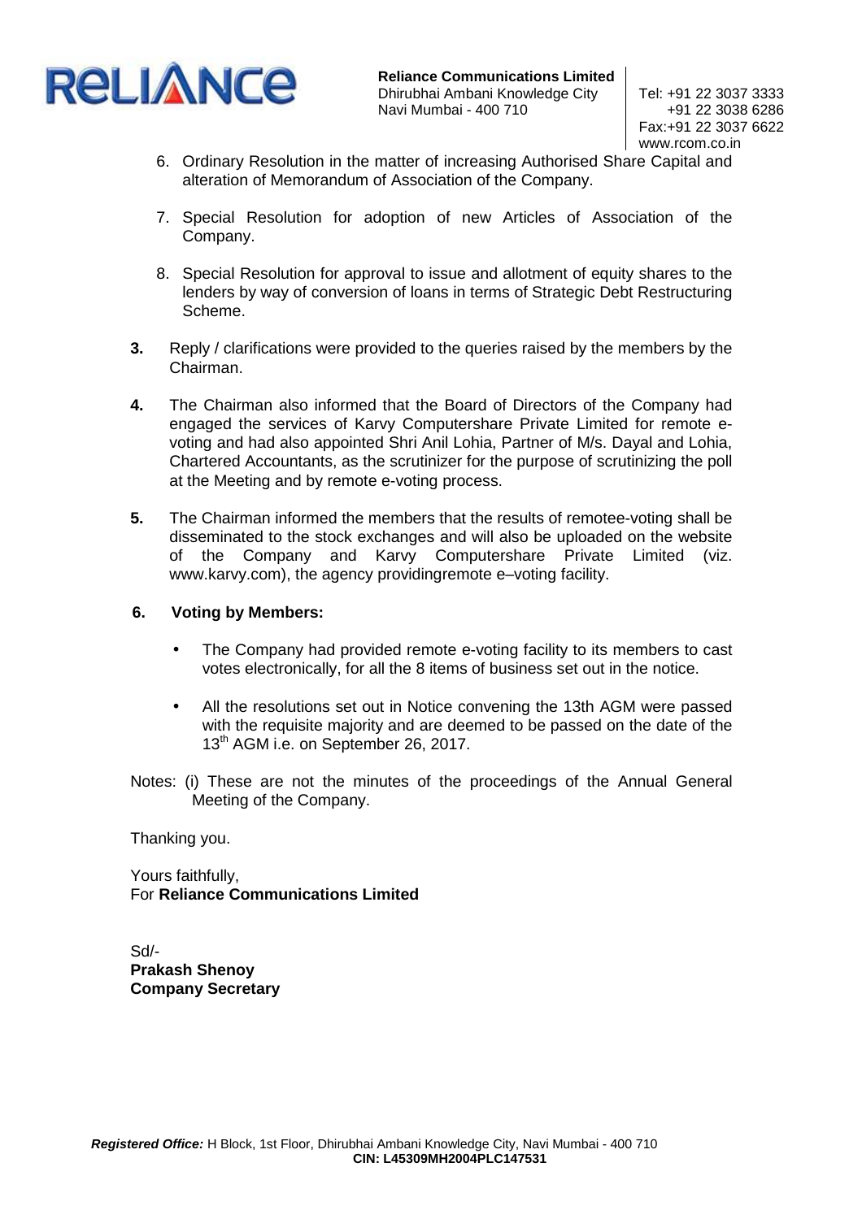6. Ordinary Resolution in the matter of increasing Authorised Share Capital and alteration of Memorandum of Association of the Company.

7. Special Resolution for adoption of new Articles of Association of the Company.

8. Special Resolution for approval to issue and allotment of equity shares to the lenders by way of conversion of loans in terms of Strategic Debt Restructuring Scheme.

**3.** Reply / clarifications were provided to the queries raised by the members by the Chairman.

**4.** The Chairman also informed that the Board of Directors of the Company had engaged the services of Karvy Computershare Private Limited for remote e-voting and had also appointed Shri Anil Lohia, Partner of M/s. Dayal and Lohia, Chartered Accountants, as the scrutinizer for the purpose of scrutinizing the poll at the Meeting and by remote e-voting process.

**5.** The Chairman informed the members that the results of remotee-voting shall be disseminated to the stock exchanges and will also be uploaded on the website of the Company and Karvy Computershare Private Limited (viz. www.karvy.com), the agency providingremote e–voting facility.

**6. Voting by Members:**

- The Company had provided remote e-voting facility to its members to cast votes electronically, for all the 8 items of business set out in the notice.
- All the resolutions set out in Notice convening the 13th AGM were passed with the requisite majority and are deemed to be passed on the date of the 13th AGM i.e. on September 26, 2017.

Notes: (i) These are not the minutes of the proceedings of the Annual General Meeting of the Company.

Thanking you.

Yours faithfully,
For **Reliance Communications Limited**

Sd/-
**Prakash Shenoy**
**Company Secretary**